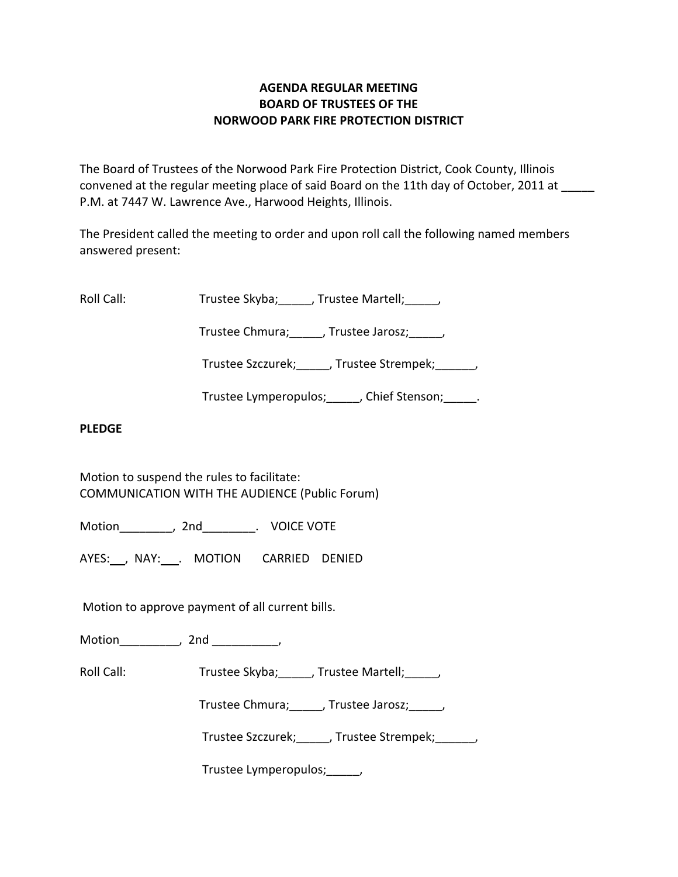**AGENDA REGULAR MEETING**
**BOARD OF TRUSTEES OF THE**
**NORWOOD PARK FIRE PROTECTION DISTRICT**

The Board of Trustees of the Norwood Park Fire Protection District, Cook County, Illinois convened at the regular meeting place of said Board on the 11th day of October, 2011 at _____ P.M. at 7447 W. Lawrence Ave., Harwood Heights, Illinois.

The President called the meeting to order and upon roll call the following named members answered present:

Roll Call: Trustee Skyba;_____, Trustee Martell;_____,

Trustee Chmura;_____, Trustee Jarosz;_____,

Trustee Szczurek;_____, Trustee Strempek;______,

Trustee Lymperopulos;_____, Chief Stenson;_____.

**PLEDGE**

Motion to suspend the rules to facilitate:
COMMUNICATION WITH THE AUDIENCE (Public Forum)

Motion________, 2nd________. VOICE VOTE

AYES:___, NAY:___. MOTION CARRIED DENIED

Motion to approve payment of all current bills.

Motion_________, 2nd __________,

Roll Call: Trustee Skyba;_____, Trustee Martell;_____,

Trustee Chmura;_____, Trustee Jarosz;_____,

Trustee Szczurek;_____, Trustee Strempek;______,

Trustee Lymperopulos;_____,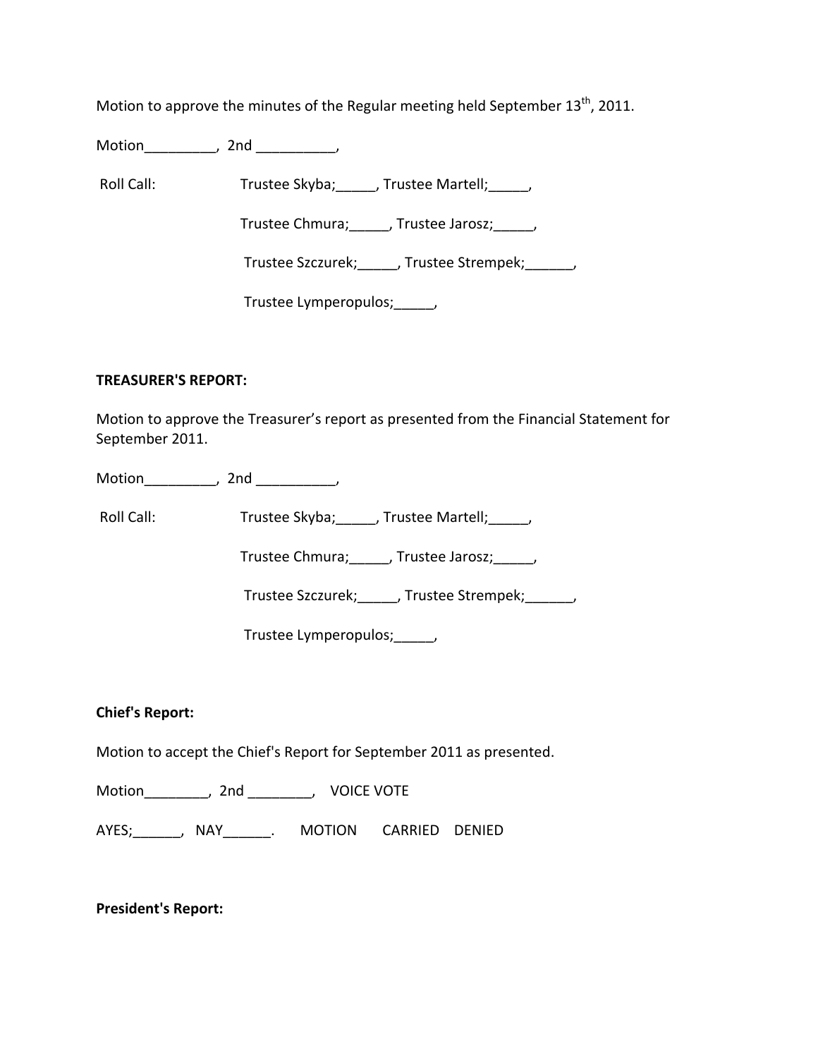Motion to approve the minutes of the Regular meeting held September 13th, 2011.

Motion_________, 2nd __________,

Roll Call: Trustee Skyba;_____, Trustee Martell;_____,

Trustee Chmura;_____, Trustee Jarosz;_____,

Trustee Szczurek;_____, Trustee Strempek;______,

Trustee Lymperopulos;_____,

**TREASURER'S REPORT:**

Motion to approve the Treasurer's report as presented from the Financial Statement for September 2011.

Motion_________, 2nd __________,

Roll Call: Trustee Skyba;_____, Trustee Martell;_____,

Trustee Chmura;_____, Trustee Jarosz;_____,

Trustee Szczurek;_____, Trustee Strempek;______,

Trustee Lymperopulos;_____,

**Chief's Report:**

Motion to accept the Chief's Report for September 2011 as presented.

Motion________, 2nd ________, VOICE VOTE

AYES;______, NAY______. MOTION CARRIED DENIED

**President's Report:**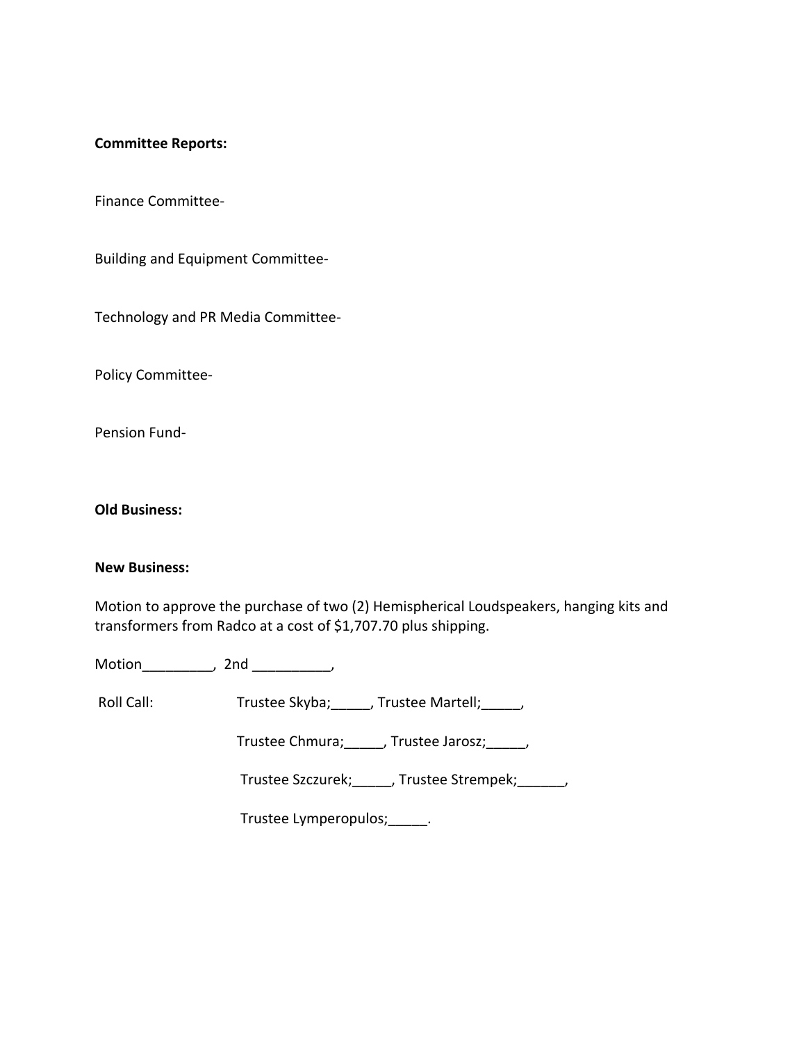**Committee Reports:**

Finance Committee-

Building and Equipment Committee-

Technology and PR Media Committee-

Policy Committee-

Pension Fund-

**Old Business:**

**New Business:**

Motion to approve the purchase of two (2) Hemispherical Loudspeakers, hanging kits and transformers from Radco at a cost of $1,707.70 plus shipping.

Motion_________, 2nd __________,

Roll Call: Trustee Skyba;_____, Trustee Martell;_____,

Trustee Chmura;_____, Trustee Jarosz;_____,

Trustee Szczurek;_____, Trustee Strempek;______,

Trustee Lymperopulos;_____.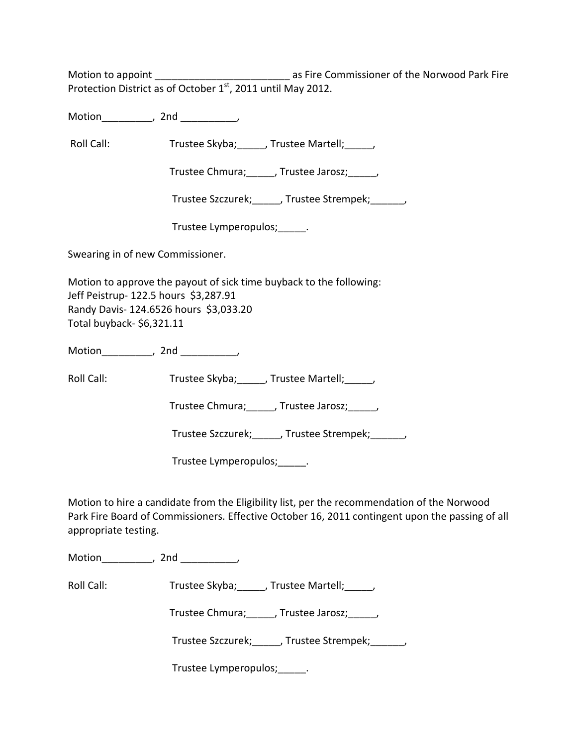Motion to appoint ________________________ as Fire Commissioner of the Norwood Park Fire Protection District as of October 1st, 2011 until May 2012.

Motion_________, 2nd __________,

Roll Call: Trustee Skyba;_____, Trustee Martell;_____,

Trustee Chmura;_____, Trustee Jarosz;_____,

Trustee Szczurek;_____, Trustee Strempek;______,

Trustee Lymperopulos;_____.

Swearing in of new Commissioner.

Motion to approve the payout of sick time buyback to the following:
Jeff Peistrup- 122.5 hours $3,287.91
Randy Davis- 124.6526 hours $3,033.20
Total buyback- $6,321.11

Motion_________, 2nd __________,

Roll Call: Trustee Skyba;_____, Trustee Martell;_____,

Trustee Chmura;_____, Trustee Jarosz;_____,

Trustee Szczurek;_____, Trustee Strempek;______,

Trustee Lymperopulos;_____.

Motion to hire a candidate from the Eligibility list, per the recommendation of the Norwood Park Fire Board of Commissioners. Effective October 16, 2011 contingent upon the passing of all appropriate testing.

Motion_________, 2nd __________,

Roll Call: Trustee Skyba;_____, Trustee Martell;_____,

Trustee Chmura;_____, Trustee Jarosz;_____,

Trustee Szczurek;_____, Trustee Strempek;______,

Trustee Lymperopulos;_____.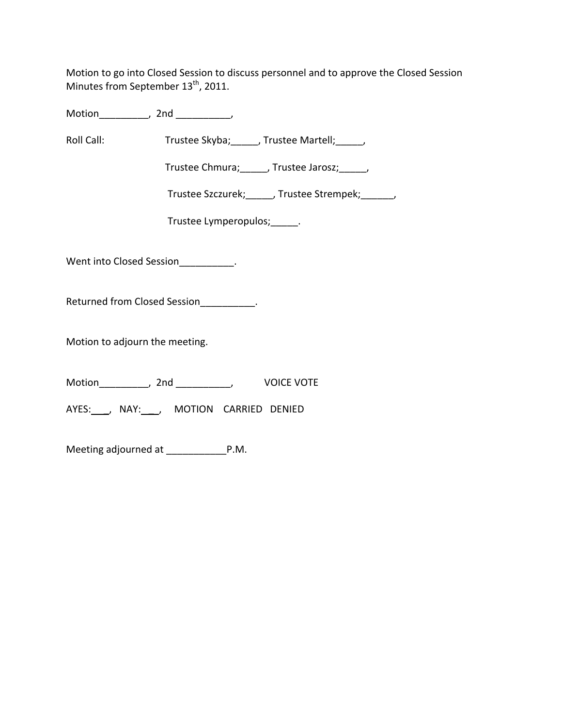Motion to go into Closed Session to discuss personnel and to approve the Closed Session Minutes from September 13th, 2011.

Motion_________, 2nd __________,

Roll Call: Trustee Skyba;_____, Trustee Martell;_____,

Trustee Chmura;_____, Trustee Jarosz;_____,

Trustee Szczurek;_____, Trustee Strempek;______,

Trustee Lymperopulos;_____.

Went into Closed Session__________.

Returned from Closed Session__________.

Motion to adjourn the meeting.

Motion_________, 2nd __________, VOICE VOTE

AYES:___, NAY:___, MOTION CARRIED DENIED

Meeting adjourned at ___________P.M.